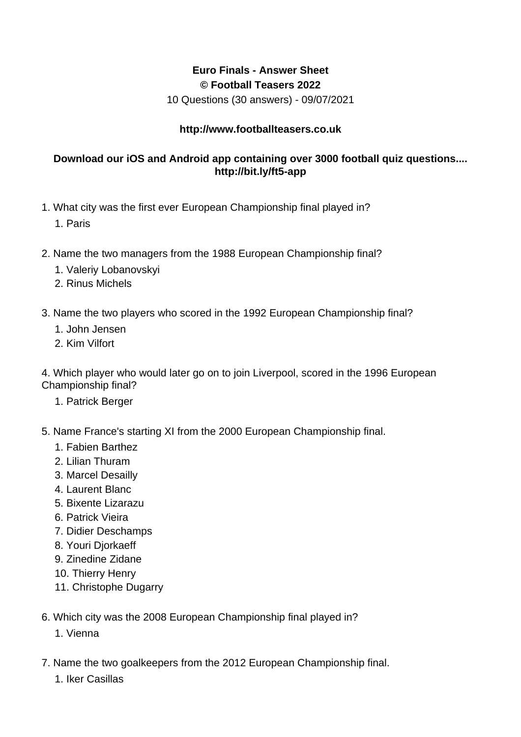**Euro Finals - Answer Sheet**
**© Football Teasers 2022**
10 Questions (30 answers) - 09/07/2021

**http://www.footballteasers.co.uk**

**Download our iOS and Android app containing over 3000 football quiz questions.... http://bit.ly/ft5-app**

1. What city was the first ever European Championship final played in?
    1. Paris

2. Name the two managers from the 1988 European Championship final?
    1. Valeriy Lobanovskyi
    2. Rinus Michels

3. Name the two players who scored in the 1992 European Championship final?
    1. John Jensen
    2. Kim Vilfort

4. Which player who would later go on to join Liverpool, scored in the 1996 European Championship final?
    1. Patrick Berger

5. Name France's starting XI from the 2000 European Championship final.
    1. Fabien Barthez
    2. Lilian Thuram
    3. Marcel Desailly
    4. Laurent Blanc
    5. Bixente Lizarazu
    6. Patrick Vieira
    7. Didier Deschamps
    8. Youri Djorkaeff
    9. Zinedine Zidane
    10. Thierry Henry
    11. Christophe Dugarry

6. Which city was the 2008 European Championship final played in?
    1. Vienna

7. Name the two goalkeepers from the 2012 European Championship final.
    1. Iker Casillas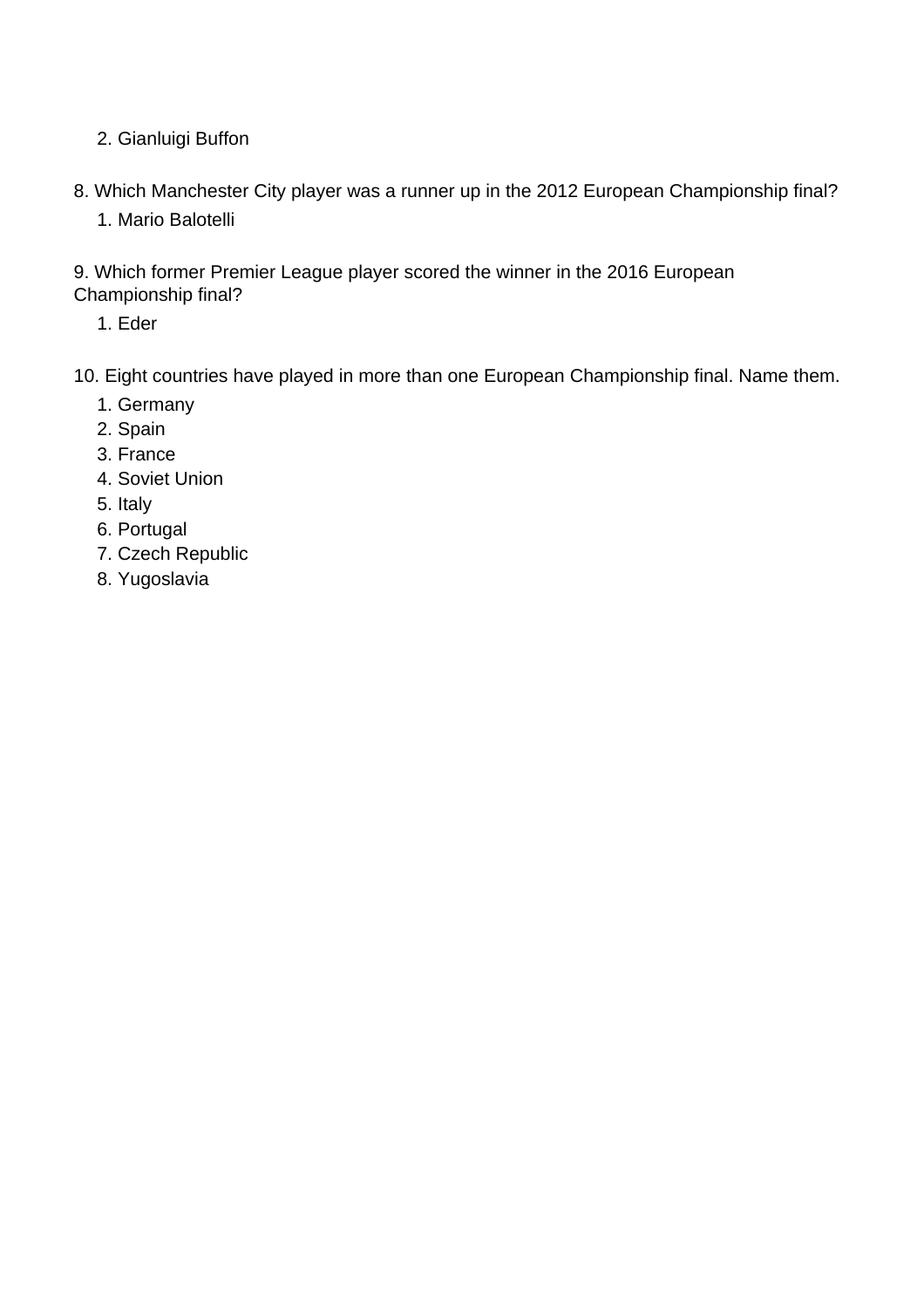2. Gianluigi Buffon

8. Which Manchester City player was a runner up in the 2012 European Championship final?

   1. Mario Balotelli

9. Which former Premier League player scored the winner in the 2016 European Championship final?

   1. Eder

10. Eight countries have played in more than one European Championship final. Name them.

   1. Germany
   2. Spain
   3. France
   4. Soviet Union
   5. Italy
   6. Portugal
   7. Czech Republic
   8. Yugoslavia